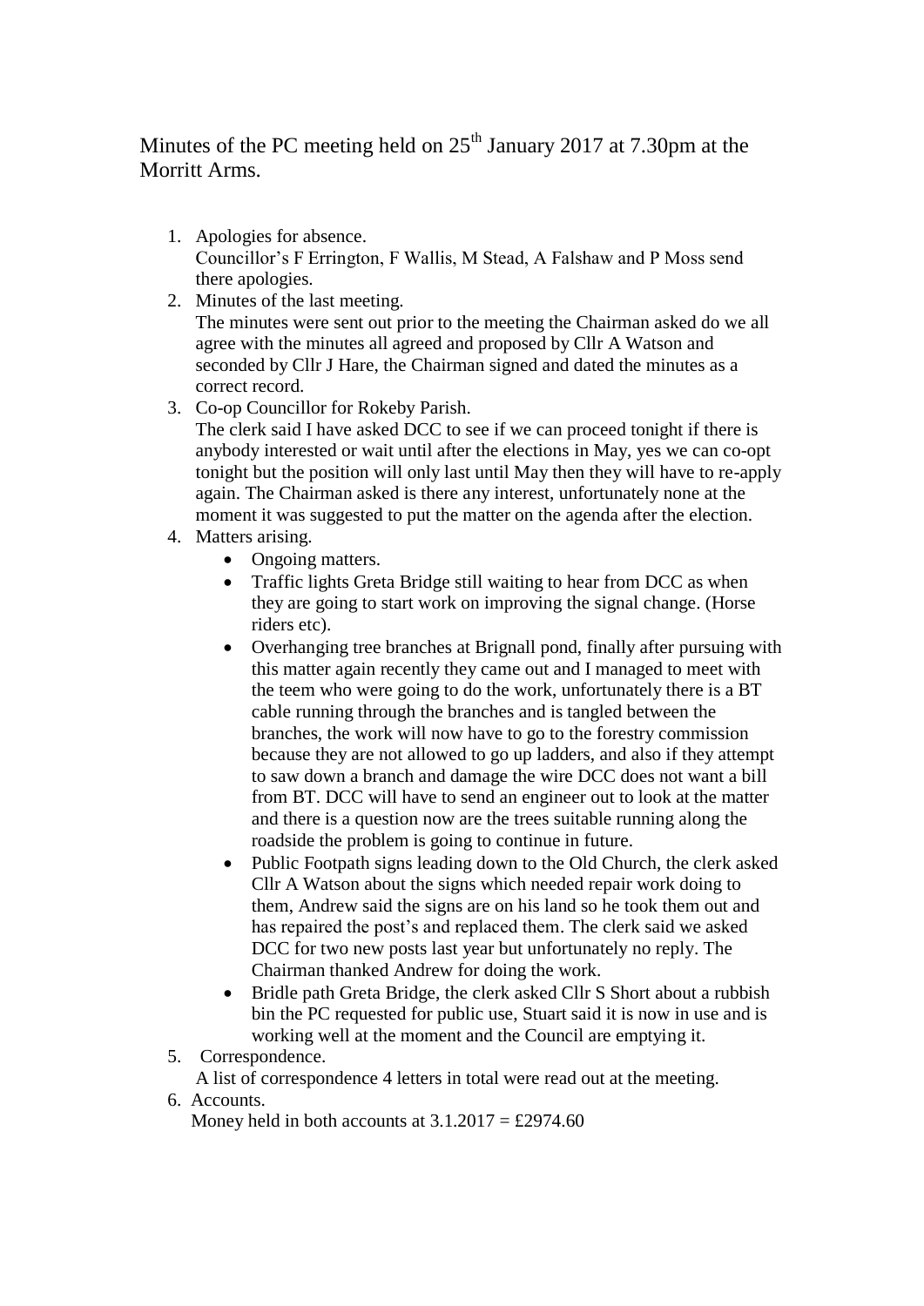Minutes of the PC meeting held on 25th January 2017 at 7.30pm at the Morritt Arms.

1. Apologies for absence.
   Councillor's F Errington, F Wallis, M Stead, A Falshaw and P Moss send there apologies.
2. Minutes of the last meeting.
   The minutes were sent out prior to the meeting the Chairman asked do we all agree with the minutes all agreed and proposed by Cllr A Watson and seconded by Cllr J Hare, the Chairman signed and dated the minutes as a correct record.
3. Co-op Councillor for Rokeby Parish.
   The clerk said I have asked DCC to see if we can proceed tonight if there is anybody interested or wait until after the elections in May, yes we can co-opt tonight but the position will only last until May then they will have to re-apply again. The Chairman asked is there any interest, unfortunately none at the moment it was suggested to put the matter on the agenda after the election.
4. Matters arising.
   - Ongoing matters.
   - Traffic lights Greta Bridge still waiting to hear from DCC as when they are going to start work on improving the signal change. (Horse riders etc).
   - Overhanging tree branches at Brignall pond, finally after pursuing with this matter again recently they came out and I managed to meet with the teem who were going to do the work, unfortunately there is a BT cable running through the branches and is tangled between the branches, the work will now have to go to the forestry commission because they are not allowed to go up ladders, and also if they attempt to saw down a branch and damage the wire DCC does not want a bill from BT. DCC will have to send an engineer out to look at the matter and there is a question now are the trees suitable running along the roadside the problem is going to continue in future.
   - Public Footpath signs leading down to the Old Church, the clerk asked Cllr A Watson about the signs which needed repair work doing to them, Andrew said the signs are on his land so he took them out and has repaired the post's and replaced them. The clerk said we asked DCC for two new posts last year but unfortunately no reply. The Chairman thanked Andrew for doing the work.
   - Bridle path Greta Bridge, the clerk asked Cllr S Short about a rubbish bin the PC requested for public use, Stuart said it is now in use and is working well at the moment and the Council are emptying it.
5. Correspondence.
   A list of correspondence 4 letters in total were read out at the meeting.
6. Accounts.
   Money held in both accounts at 3.1.2017 = £2974.60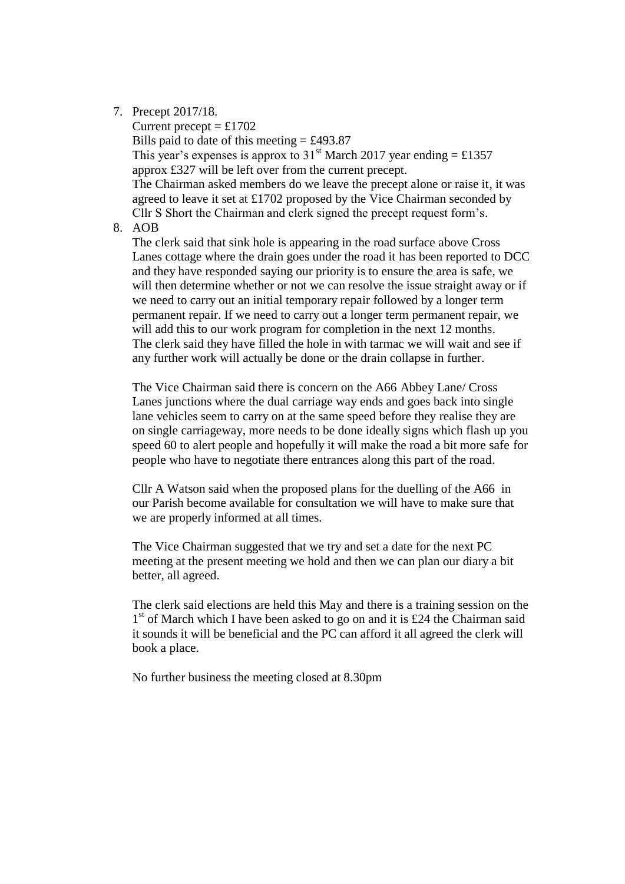7. Precept 2017/18.

   Current precept = £1702

   Bills paid to date of this meeting = £493.87

   This year's expenses is approx to 31st March 2017 year ending = £1357 approx £327 will be left over from the current precept.

   The Chairman asked members do we leave the precept alone or raise it, it was agreed to leave it set at £1702 proposed by the Vice Chairman seconded by Cllr S Short the Chairman and clerk signed the precept request form's.

8. AOB

   The clerk said that sink hole is appearing in the road surface above Cross Lanes cottage where the drain goes under the road it has been reported to DCC and they have responded saying our priority is to ensure the area is safe, we will then determine whether or not we can resolve the issue straight away or if we need to carry out an initial temporary repair followed by a longer term permanent repair. If we need to carry out a longer term permanent repair, we will add this to our work program for completion in the next 12 months. The clerk said they have filled the hole in with tarmac we will wait and see if any further work will actually be done or the drain collapse in further.

   The Vice Chairman said there is concern on the A66 Abbey Lane/ Cross Lanes junctions where the dual carriage way ends and goes back into single lane vehicles seem to carry on at the same speed before they realise they are on single carriageway, more needs to be done ideally signs which flash up you speed 60 to alert people and hopefully it will make the road a bit more safe for people who have to negotiate there entrances along this part of the road.

   Cllr A Watson said when the proposed plans for the duelling of the A66 in our Parish become available for consultation we will have to make sure that we are properly informed at all times.

   The Vice Chairman suggested that we try and set a date for the next PC meeting at the present meeting we hold and then we can plan our diary a bit better, all agreed.

   The clerk said elections are held this May and there is a training session on the 1st of March which I have been asked to go on and it is £24 the Chairman said it sounds it will be beneficial and the PC can afford it all agreed the clerk will book a place.

   No further business the meeting closed at 8.30pm